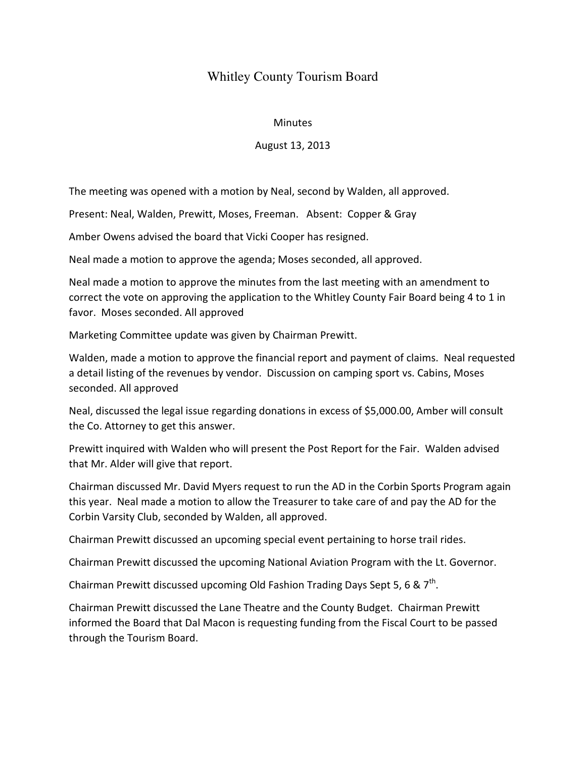# Whitley County Tourism Board

Minutes

August 13, 2013

The meeting was opened with a motion by Neal, second by Walden, all approved.

Present: Neal, Walden, Prewitt, Moses, Freeman. Absent: Copper & Gray

Amber Owens advised the board that Vicki Cooper has resigned.

Neal made a motion to approve the agenda; Moses seconded, all approved.

Neal made a motion to approve the minutes from the last meeting with an amendment to correct the vote on approving the application to the Whitley County Fair Board being 4 to 1 in favor. Moses seconded. All approved

Marketing Committee update was given by Chairman Prewitt.

Walden, made a motion to approve the financial report and payment of claims. Neal requested a detail listing of the revenues by vendor. Discussion on camping sport vs. Cabins, Moses seconded. All approved

Neal, discussed the legal issue regarding donations in excess of $5,000.00, Amber will consult the Co. Attorney to get this answer.

Prewitt inquired with Walden who will present the Post Report for the Fair. Walden advised that Mr. Alder will give that report.

Chairman discussed Mr. David Myers request to run the AD in the Corbin Sports Program again this year. Neal made a motion to allow the Treasurer to take care of and pay the AD for the Corbin Varsity Club, seconded by Walden, all approved.

Chairman Prewitt discussed an upcoming special event pertaining to horse trail rides.

Chairman Prewitt discussed the upcoming National Aviation Program with the Lt. Governor.

Chairman Prewitt discussed upcoming Old Fashion Trading Days Sept 5, 6 & 7th.

Chairman Prewitt discussed the Lane Theatre and the County Budget. Chairman Prewitt informed the Board that Dal Macon is requesting funding from the Fiscal Court to be passed through the Tourism Board.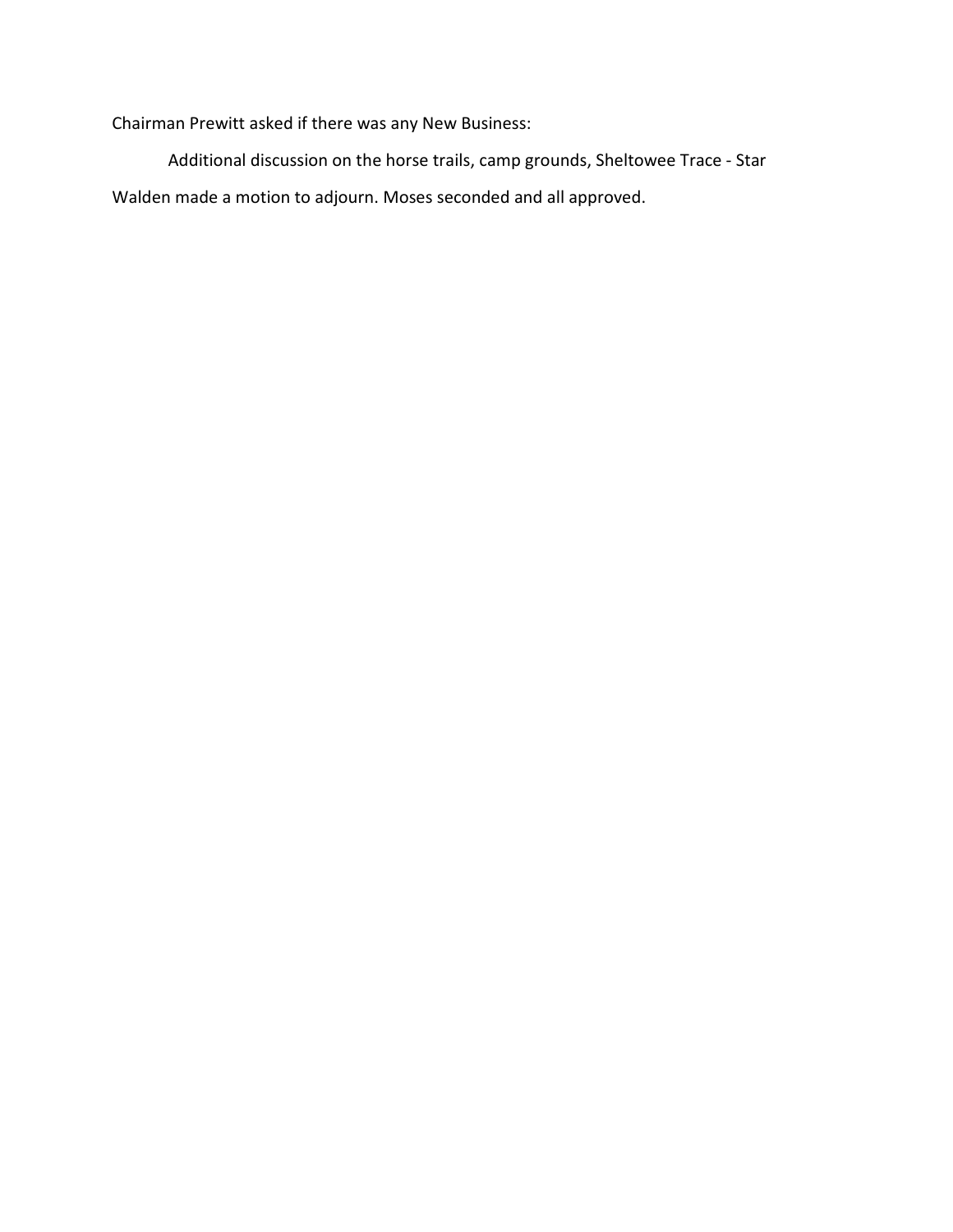Chairman Prewitt asked if there was any New Business:

Additional discussion on the horse trails, camp grounds, Sheltowee Trace - Star

Walden made a motion to adjourn. Moses seconded and all approved.